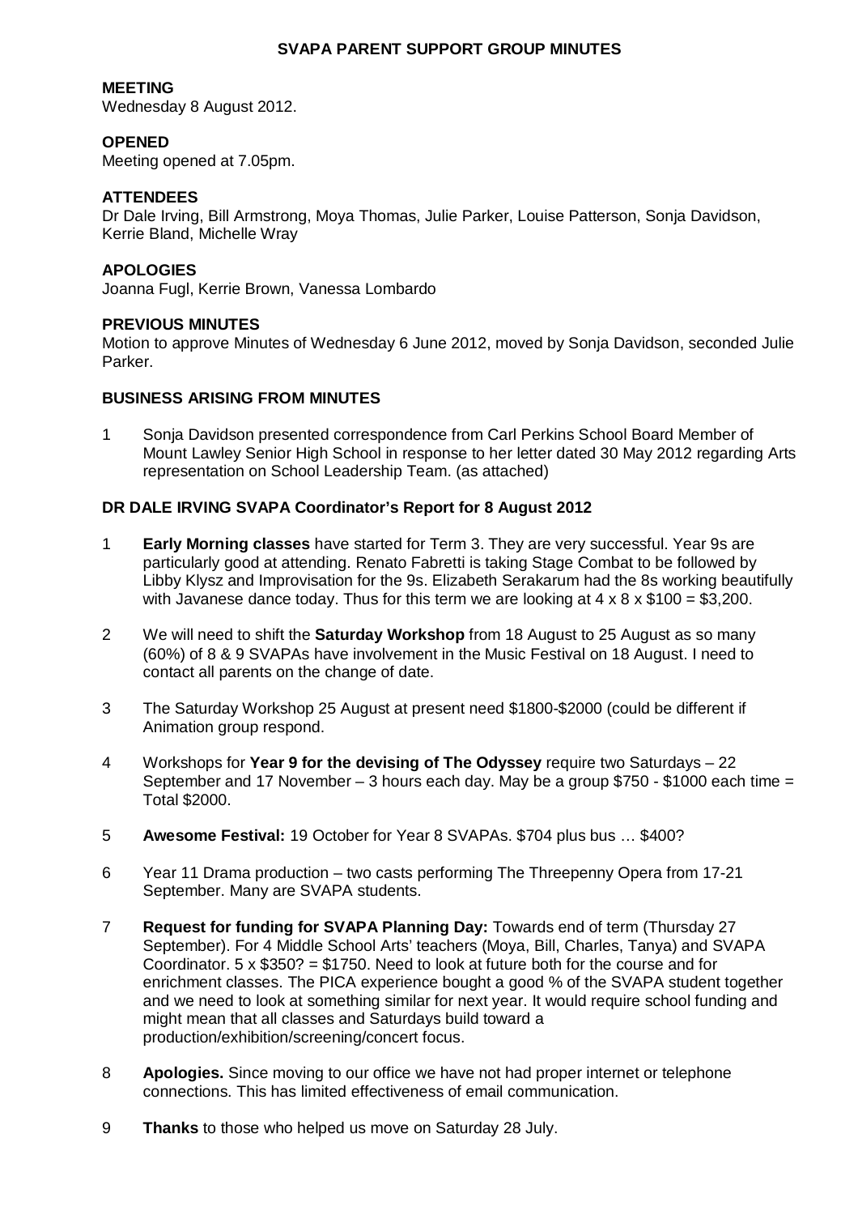# SVAPA PARENT SUPPORT GROUP MINUTES

**MEETING**

Wednesday 8 August 2012.

**OPENED**

Meeting opened at 7.05pm.

**ATTENDEES**

Dr Dale Irving, Bill Armstrong, Moya Thomas, Julie Parker, Louise Patterson, Sonja Davidson, Kerrie Bland, Michelle Wray

**APOLOGIES**

Joanna Fugl, Kerrie Brown, Vanessa Lombardo

**PREVIOUS MINUTES**

Motion to approve Minutes of Wednesday 6 June 2012, moved by Sonja Davidson, seconded Julie Parker.

**BUSINESS ARISING FROM MINUTES**

1 Sonja Davidson presented correspondence from Carl Perkins School Board Member of Mount Lawley Senior High School in response to her letter dated 30 May 2012 regarding Arts representation on School Leadership Team. (as attached)

**DR DALE IRVING SVAPA Coordinator's Report for 8 August 2012**

1 **Early Morning classes** have started for Term 3. They are very successful. Year 9s are particularly good at attending. Renato Fabretti is taking Stage Combat to be followed by Libby Klysz and Improvisation for the 9s. Elizabeth Serakarum had the 8s working beautifully with Javanese dance today. Thus for this term we are looking at 4 x 8 x $100 = $3,200.

2 We will need to shift the **Saturday Workshop** from 18 August to 25 August as so many (60%) of 8 & 9 SVAPAs have involvement in the Music Festival on 18 August. I need to contact all parents on the change of date.

3 The Saturday Workshop 25 August at present need $1800-$2000 (could be different if Animation group respond.

4 Workshops for **Year 9 for the devising of The Odyssey** require two Saturdays – 22 September and 17 November – 3 hours each day. May be a group $750 - $1000 each time = Total $2000.

5 **Awesome Festival:** 19 October for Year 8 SVAPAs. $704 plus bus … $400?

6 Year 11 Drama production – two casts performing The Threepenny Opera from 17-21 September. Many are SVAPA students.

7 **Request for funding for SVAPA Planning Day:** Towards end of term (Thursday 27 September). For 4 Middle School Arts' teachers (Moya, Bill, Charles, Tanya) and SVAPA Coordinator. 5 x $350? = $1750. Need to look at future both for the course and for enrichment classes. The PICA experience bought a good % of the SVAPA student together and we need to look at something similar for next year. It would require school funding and might mean that all classes and Saturdays build toward a production/exhibition/screening/concert focus.

8 **Apologies.** Since moving to our office we have not had proper internet or telephone connections. This has limited effectiveness of email communication.

9 **Thanks** to those who helped us move on Saturday 28 July.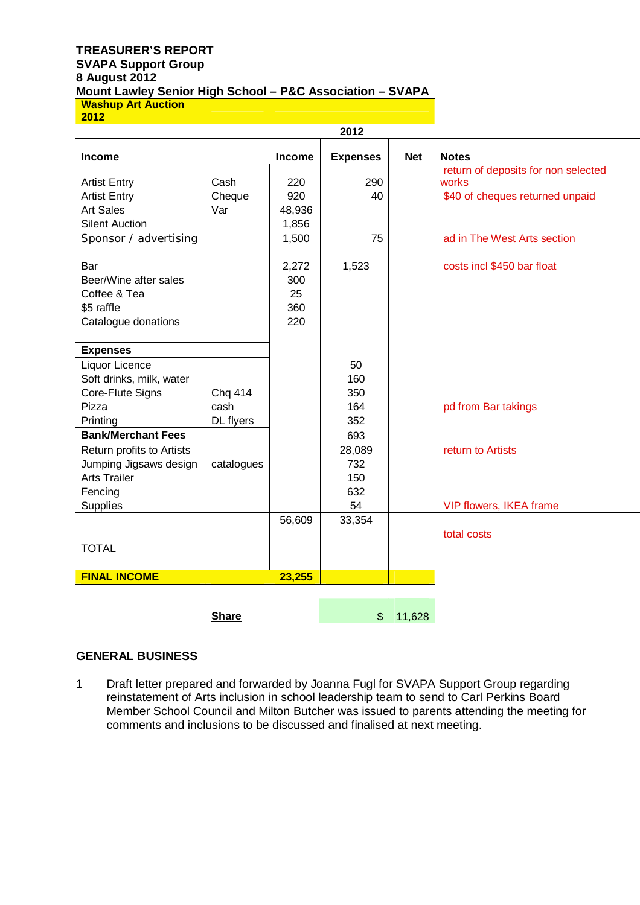**TREASURER'S REPORT**
**SVAPA Support Group**
**8 August 2012**
**Mount Lawley Senior High School – P&C Association – SVAPA**

| **Washup Art Auction 2012** | | | | | |
|---|---|---|---|---|---|
| | | **2012** | | | |
| **Income** | | **Income** | **Expenses** | **Net** | **Notes** |
| Artist Entry | Cash | 220 | 290 | | return of deposits for non selected works |
| Artist Entry | Cheque | 920 | 40 | | $40 of cheques returned unpaid |
| Art Sales | Var | 48,936 | | | |
| Silent Auction | | 1,856 | | | |
| Sponsor / advertising | | 1,500 | 75 | | ad in The West Arts section |
| Bar | | 2,272 | 1,523 | | costs incl $450 bar float |
| Beer/Wine after sales | | 300 | | | |
| Coffee & Tea | | 25 | | | |
| $5 raffle | | 360 | | | |
| Catalogue donations | | 220 | | | |
| **Expenses** | | | | | |
| Liquor Licence | | | 50 | | |
| Soft drinks, milk, water | | | 160 | | |
| Core-Flute Signs | Chq 414 | | 350 | | |
| Pizza | cash | | 164 | | pd from Bar takings |
| Printing | DL flyers | | 352 | | |
| **Bank/Merchant Fees** | | | 693 | | |
| Return profits to Artists | | | 28,089 | | return to Artists |
| Jumping Jigsaws design | catalogues | | 732 | | |
| Arts Trailer | | | 150 | | |
| Fencing | | | 632 | | |
| Supplies | | | 54 | | VIP flowers, IKEA frame |
| TOTAL | | 56,609 | 33,354 | | total costs |
| **FINAL INCOME** | | **23,255** | | | |

| | | |
|---|---|---|
| **Share** | $ | 11,628 |

## GENERAL BUSINESS

1 Draft letter prepared and forwarded by Joanna Fugl for SVAPA Support Group regarding reinstatement of Arts inclusion in school leadership team to send to Carl Perkins Board Member School Council and Milton Butcher was issued to parents attending the meeting for comments and inclusions to be discussed and finalised at next meeting.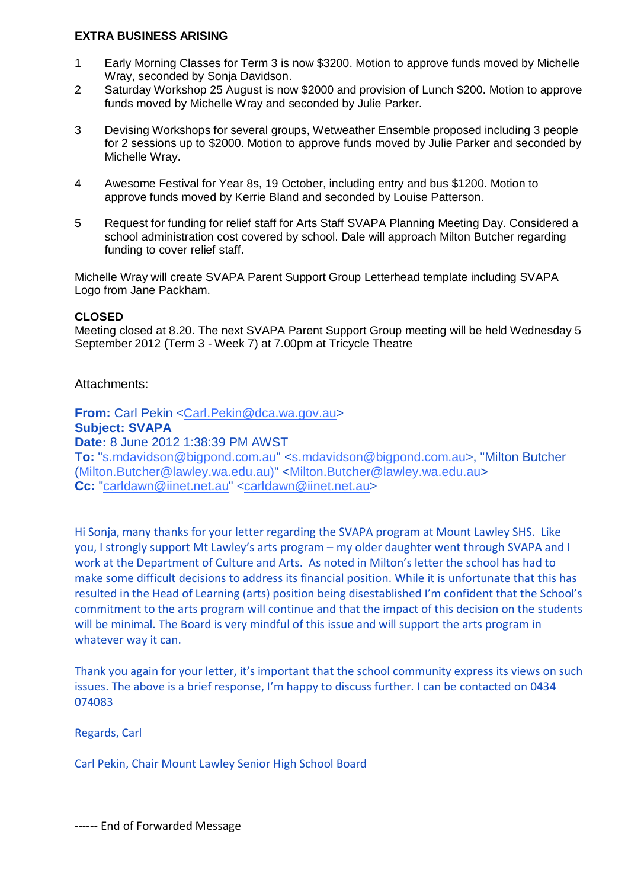**EXTRA BUSINESS ARISING**

1. Early Morning Classes for Term 3 is now $3200. Motion to approve funds moved by Michelle Wray, seconded by Sonja Davidson.
2. Saturday Workshop 25 August is now $2000 and provision of Lunch $200. Motion to approve funds moved by Michelle Wray and seconded by Julie Parker.
3. Devising Workshops for several groups, Wetweather Ensemble proposed including 3 people for 2 sessions up to $2000. Motion to approve funds moved by Julie Parker and seconded by Michelle Wray.
4. Awesome Festival for Year 8s, 19 October, including entry and bus $1200. Motion to approve funds moved by Kerrie Bland and seconded by Louise Patterson.
5. Request for funding for relief staff for Arts Staff SVAPA Planning Meeting Day. Considered a school administration cost covered by school. Dale will approach Milton Butcher regarding funding to cover relief staff.

Michelle Wray will create SVAPA Parent Support Group Letterhead template including SVAPA Logo from Jane Packham.

**CLOSED**

Meeting closed at 8.20. The next SVAPA Parent Support Group meeting will be held Wednesday 5 September 2012 (Term 3 - Week 7) at 7.00pm at Tricycle Theatre

Attachments:

**From:** Carl Pekin <Carl.Pekin@dca.wa.gov.au>
**Subject: SVAPA**
**Date:** 8 June 2012 1:38:39 PM AWST
**To:** "s.mdavidson@bigpond.com.au" <s.mdavidson@bigpond.com.au>, "Milton Butcher (Milton.Butcher@lawley.wa.edu.au)" <Milton.Butcher@lawley.wa.edu.au>
**Cc:** "carldawn@iinet.net.au" <carldawn@iinet.net.au>

Hi Sonja, many thanks for your letter regarding the SVAPA program at Mount Lawley SHS. Like you, I strongly support Mt Lawley's arts program – my older daughter went through SVAPA and I work at the Department of Culture and Arts. As noted in Milton's letter the school has had to make some difficult decisions to address its financial position. While it is unfortunate that this has resulted in the Head of Learning (arts) position being disestablished I'm confident that the School's commitment to the arts program will continue and that the impact of this decision on the students will be minimal. The Board is very mindful of this issue and will support the arts program in whatever way it can.

Thank you again for your letter, it's important that the school community express its views on such issues. The above is a brief response, I'm happy to discuss further. I can be contacted on 0434 074083

Regards, Carl

Carl Pekin, Chair Mount Lawley Senior High School Board

------ End of Forwarded Message